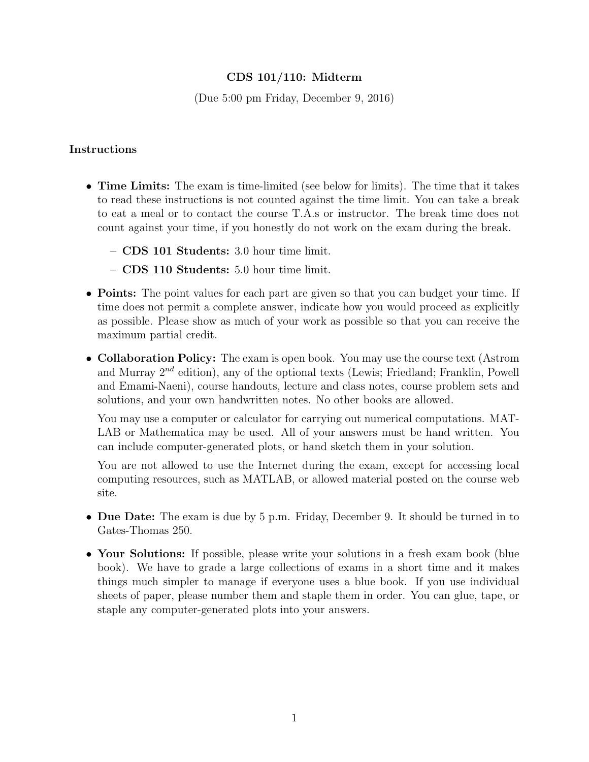# CDS 101/110: Midterm

(Due 5:00 pm Friday, December 9, 2016)

## Instructions

- **Time Limits:** The exam is time-limited (see below for limits). The time that it takes to read these instructions is not counted against the time limit. You can take a break to eat a meal or to contact the course T.A.s or instructor. The break time does not count against your time, if you honestly do not work on the exam during the break.
  - **CDS 101 Students:** 3.0 hour time limit.
  - **CDS 110 Students:** 5.0 hour time limit.
- **Points:** The point values for each part are given so that you can budget your time. If time does not permit a complete answer, indicate how you would proceed as explicitly as possible. Please show as much of your work as possible so that you can receive the maximum partial credit.
- **Collaboration Policy:** The exam is open book. You may use the course text (Astrom and Murray $2^{nd}$ edition), any of the optional texts (Lewis; Friedland; Franklin, Powell and Emami-Naeni), course handouts, lecture and class notes, course problem sets and solutions, and your own handwritten notes. No other books are allowed.

  You may use a computer or calculator for carrying out numerical computations. MATLAB or Mathematica may be used. All of your answers must be hand written. You can include computer-generated plots, or hand sketch them in your solution.

  You are not allowed to use the Internet during the exam, except for accessing local computing resources, such as MATLAB, or allowed material posted on the course web site.
- **Due Date:** The exam is due by 5 p.m. Friday, December 9. It should be turned in to Gates-Thomas 250.
- **Your Solutions:** If possible, please write your solutions in a fresh exam book (blue book). We have to grade a large collections of exams in a short time and it makes things much simpler to manage if everyone uses a blue book. If you use individual sheets of paper, please number them and staple them in order. You can glue, tape, or staple any computer-generated plots into your answers.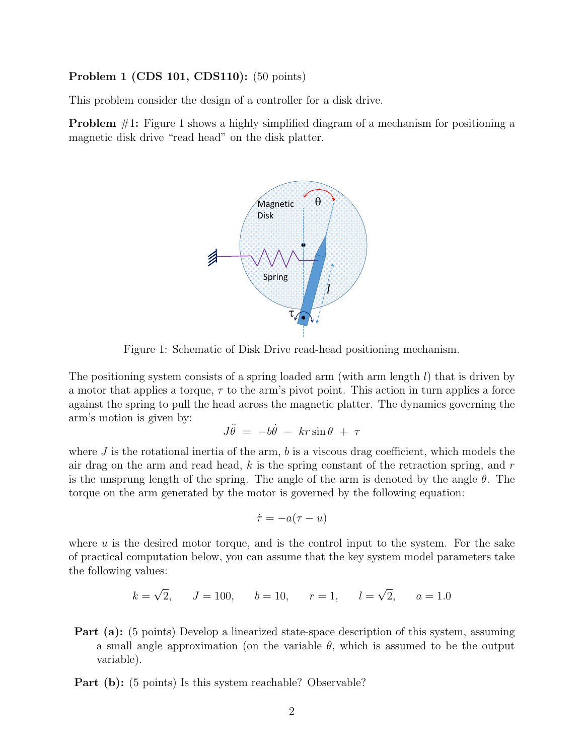**Problem 1 (CDS 101, CDS110):** (50 points)

This problem consider the design of a controller for a disk drive.

**Problem #1:** Figure 1 shows a highly simplified diagram of a mechanism for positioning a magnetic disk drive "read head" on the disk platter.

Figure 1: Schematic of Disk Drive read-head positioning mechanism.

The positioning system consists of a spring loaded arm (with arm length $l$) that is driven by a motor that applies a torque, $\tau$ to the arm's pivot point. This action in turn applies a force against the spring to pull the head across the magnetic platter. The dynamics governing the arm's motion is given by:

$$J\ddot{\theta} \;=\; -b\dot{\theta} \;-\; kr\sin\theta \;+\; \tau$$

where $J$ is the rotational inertia of the arm, $b$ is a viscous drag coefficient, which models the air drag on the arm and read head, $k$ is the spring constant of the retraction spring, and $r$ is the unsprung length of the spring. The angle of the arm is denoted by the angle $\theta$. The torque on the arm generated by the motor is governed by the following equation:

$$\dot{\tau} = -a(\tau - u)$$

where $u$ is the desired motor torque, and is the control input to the system. For the sake of practical computation below, you can assume that the key system model parameters take the following values:

$$k = \sqrt{2}, \qquad J = 100, \qquad b = 10, \qquad r = 1, \qquad l = \sqrt{2}, \qquad a = 1.0$$

**Part (a):** (5 points) Develop a linearized state-space description of this system, assuming a small angle approximation (on the variable $\theta$, which is assumed to be the output variable).

**Part (b):** (5 points) Is this system reachable? Observable?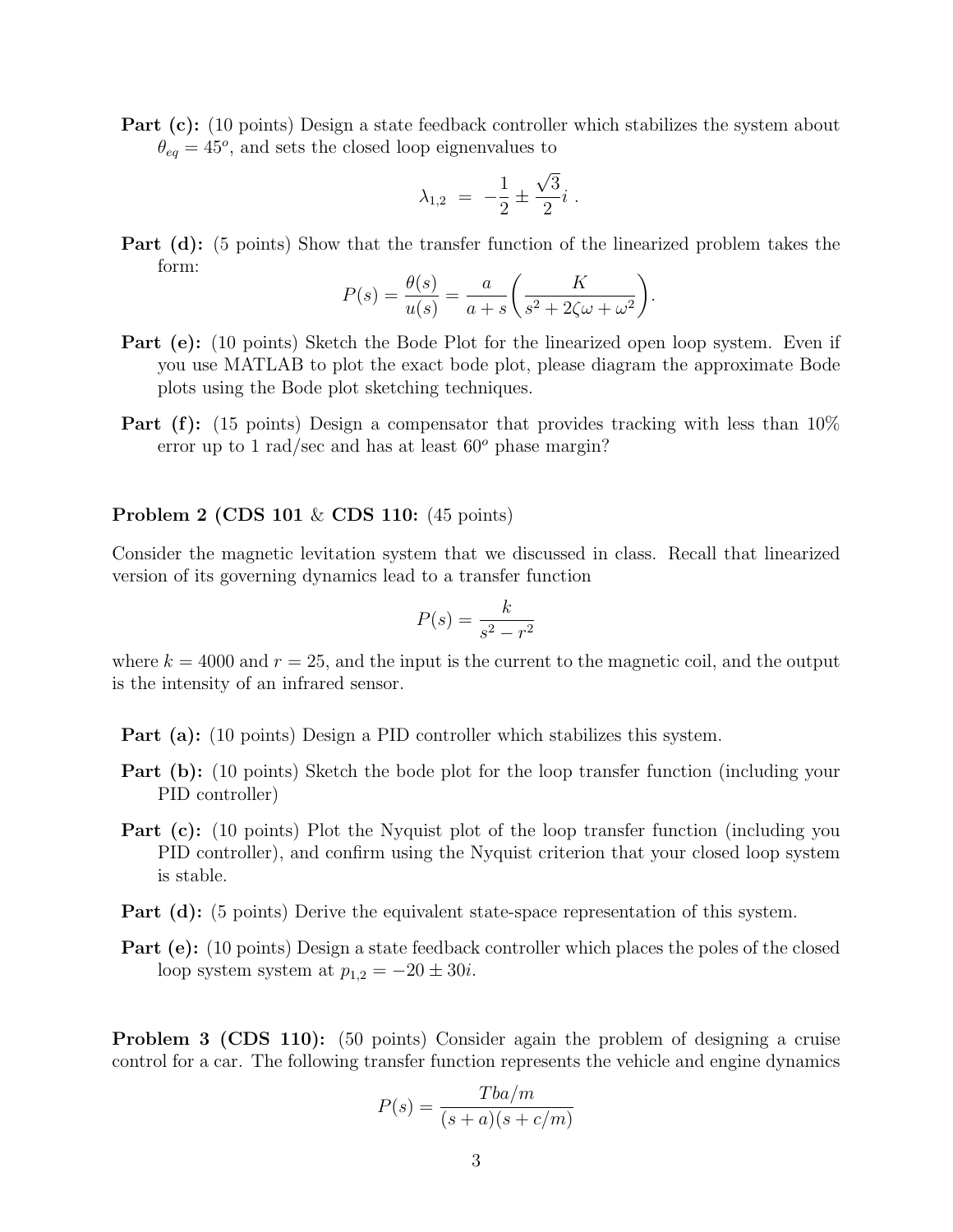**Part (c):** (10 points) Design a state feedback controller which stabilizes the system about $\theta_{eq} = 45^o$, and sets the closed loop eignenvalues to

$$\lambda_{1,2} \;=\; -\frac{1}{2} \pm \frac{\sqrt{3}}{2}i \;.$$

**Part (d):** (5 points) Show that the transfer function of the linearized problem takes the form:

$$P(s) = \frac{\theta(s)}{u(s)} = \frac{a}{a+s}\left(\frac{K}{s^2 + 2\zeta\omega + \omega^2}\right).$$

**Part (e):** (10 points) Sketch the Bode Plot for the linearized open loop system. Even if you use MATLAB to plot the exact bode plot, please diagram the approximate Bode plots using the Bode plot sketching techniques.

**Part (f):** (15 points) Design a compensator that provides tracking with less than 10% error up to 1 rad/sec and has at least $60^o$ phase margin?

**Problem 2 (CDS 101 & CDS 110:** (45 points)

Consider the magnetic levitation system that we discussed in class. Recall that linearized version of its governing dynamics lead to a transfer function

$$P(s) = \frac{k}{s^2 - r^2}$$

where $k = 4000$ and $r = 25$, and the input is the current to the magnetic coil, and the output is the intensity of an infrared sensor.

**Part (a):** (10 points) Design a PID controller which stabilizes this system.

**Part (b):** (10 points) Sketch the bode plot for the loop transfer function (including your PID controller)

**Part (c):** (10 points) Plot the Nyquist plot of the loop transfer function (including you PID controller), and confirm using the Nyquist criterion that your closed loop system is stable.

**Part (d):** (5 points) Derive the equivalent state-space representation of this system.

**Part (e):** (10 points) Design a state feedback controller which places the poles of the closed loop system system at $p_{1,2} = -20 \pm 30i$.

**Problem 3 (CDS 110):** (50 points) Consider again the problem of designing a cruise control for a car. The following transfer function represents the vehicle and engine dynamics

$$P(s) = \frac{Tba/m}{(s+a)(s+c/m)}$$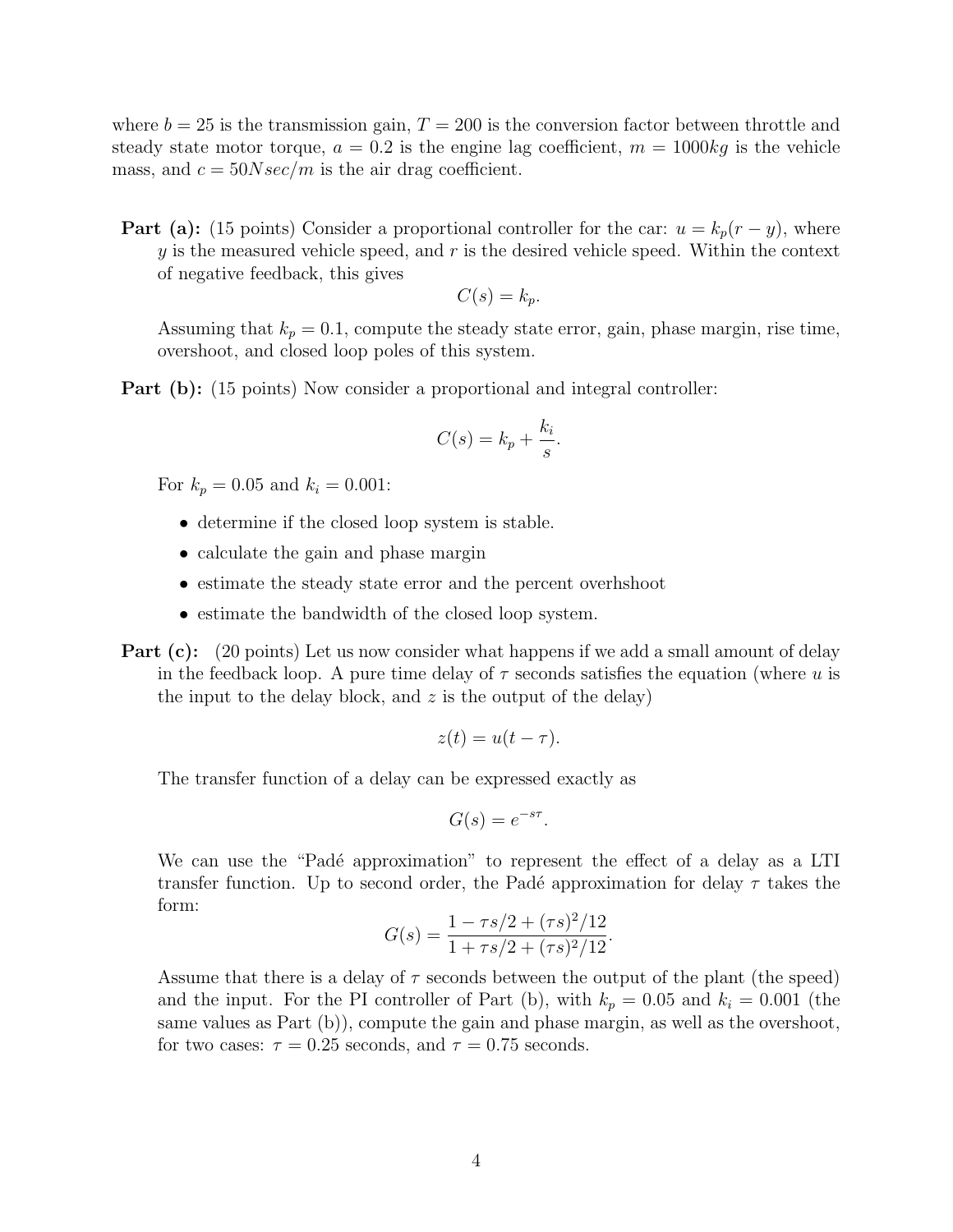where $b = 25$ is the transmission gain, $T = 200$ is the conversion factor between throttle and steady state motor torque, $a = 0.2$ is the engine lag coefficient, $m = 1000kg$ is the vehicle mass, and $c = 50Nsec/m$ is the air drag coefficient.

**Part (a):** (15 points) Consider a proportional controller for the car: $u = k_p(r - y)$, where $y$ is the measured vehicle speed, and $r$ is the desired vehicle speed. Within the context of negative feedback, this gives

$$C(s) = k_p.$$

Assuming that $k_p = 0.1$, compute the steady state error, gain, phase margin, rise time, overshoot, and closed loop poles of this system.

**Part (b):** (15 points) Now consider a proportional and integral controller:

$$C(s) = k_p + \frac{k_i}{s}.$$

For $k_p = 0.05$ and $k_i = 0.001$:

- determine if the closed loop system is stable.
- calculate the gain and phase margin
- estimate the steady state error and the percent overhshoot
- estimate the bandwidth of the closed loop system.

**Part (c):** (20 points) Let us now consider what happens if we add a small amount of delay in the feedback loop. A pure time delay of $\tau$ seconds satisfies the equation (where $u$ is the input to the delay block, and $z$ is the output of the delay)

$$z(t) = u(t - \tau).$$

The transfer function of a delay can be expressed exactly as

$$G(s) = e^{-s\tau}.$$

We can use the "Padé approximation" to represent the effect of a delay as a LTI transfer function. Up to second order, the Padé approximation for delay $\tau$ takes the form:

$$G(s) = \frac{1 - \tau s/2 + (\tau s)^2/12}{1 + \tau s/2 + (\tau s)^2/12}.$$

Assume that there is a delay of $\tau$ seconds between the output of the plant (the speed) and the input. For the PI controller of Part (b), with $k_p = 0.05$ and $k_i = 0.001$ (the same values as Part (b)), compute the gain and phase margin, as well as the overshoot, for two cases: $\tau = 0.25$ seconds, and $\tau = 0.75$ seconds.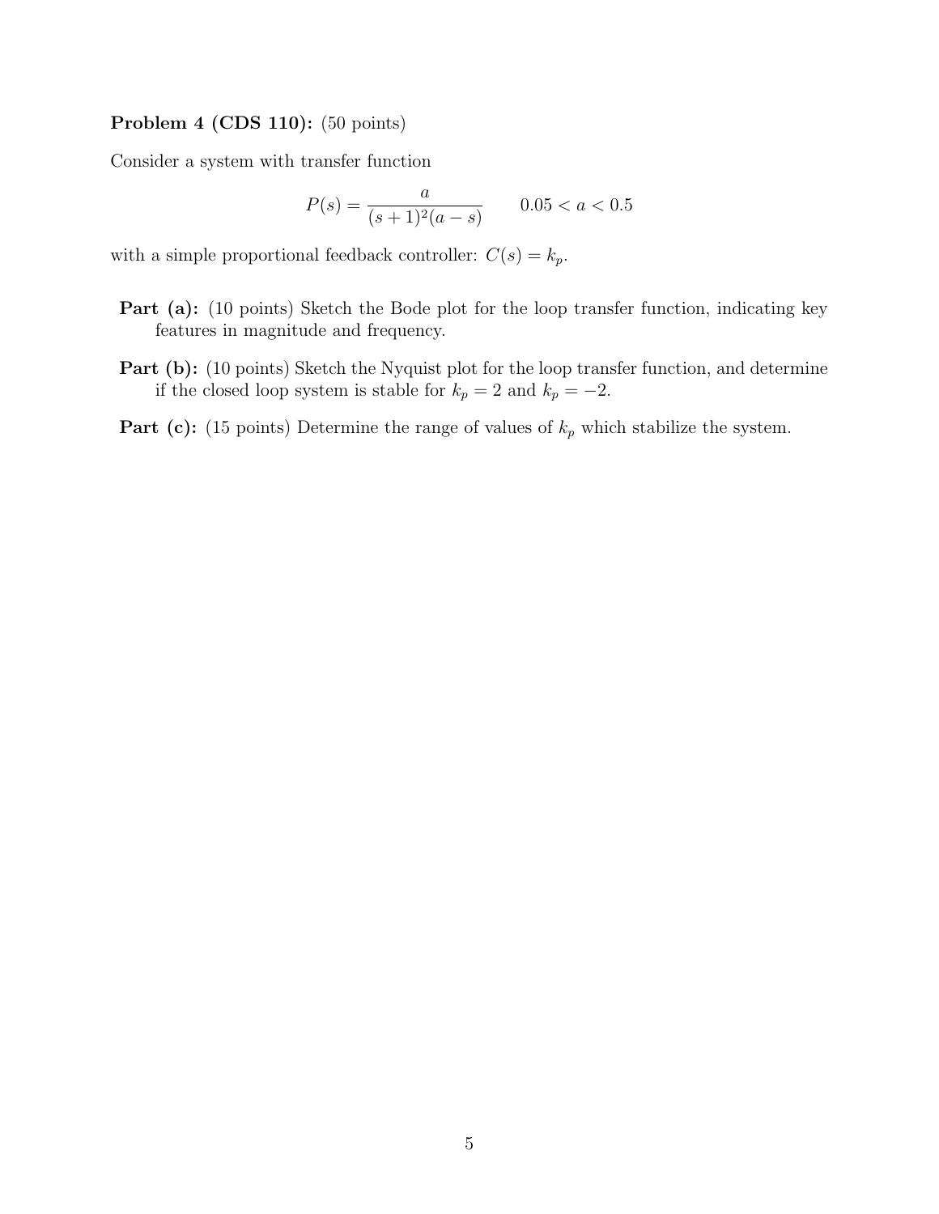**Problem 4 (CDS 110):** (50 points)

Consider a system with transfer function

$$P(s) = \frac{a}{(s+1)^2(a-s)} \qquad 0.05 < a < 0.5$$

with a simple proportional feedback controller: $C(s) = k_p$.

**Part (a):** (10 points) Sketch the Bode plot for the loop transfer function, indicating key features in magnitude and frequency.

**Part (b):** (10 points) Sketch the Nyquist plot for the loop transfer function, and determine if the closed loop system is stable for $k_p = 2$ and $k_p = -2$.

**Part (c):** (15 points) Determine the range of values of $k_p$ which stabilize the system.